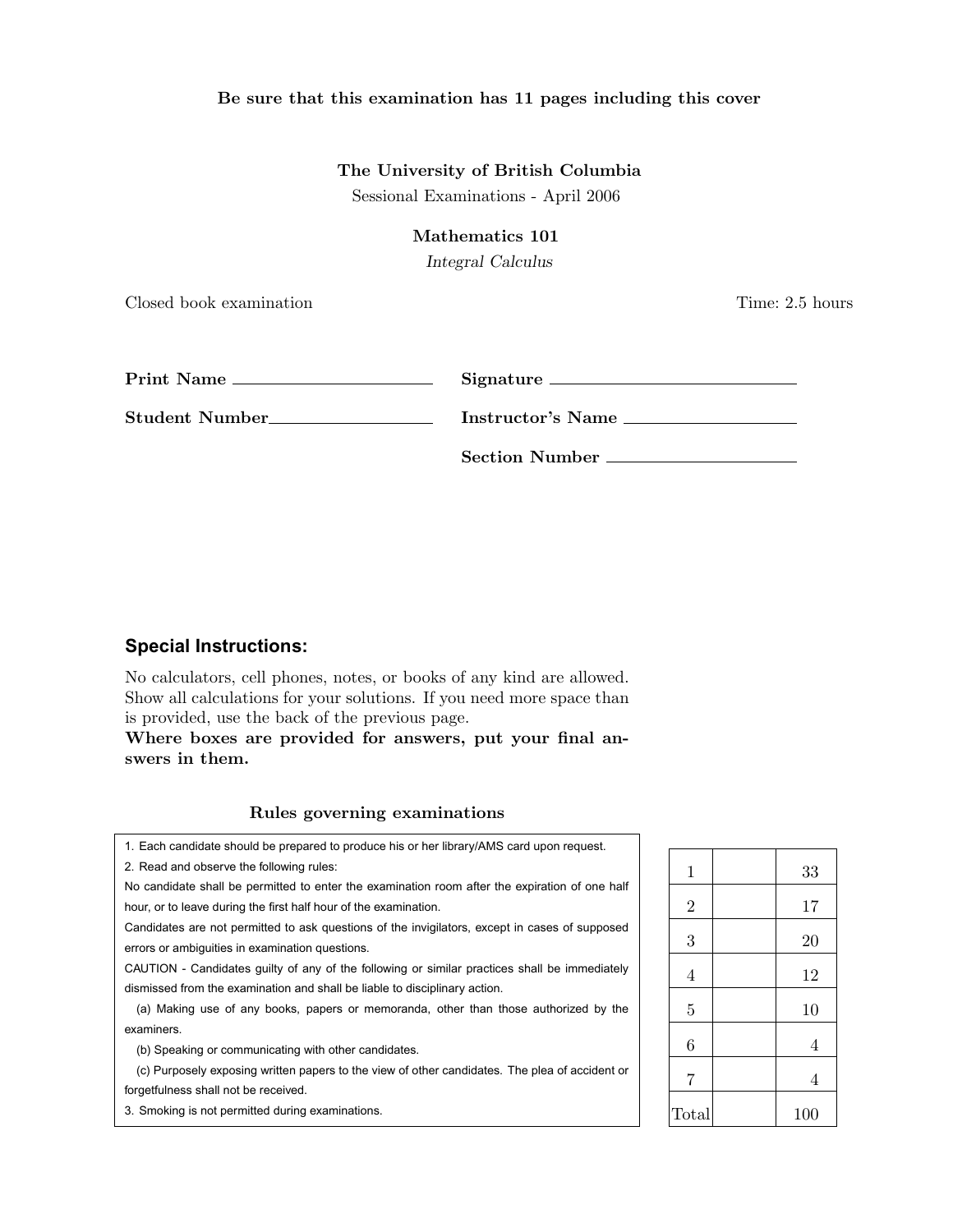**Be sure that this examination has 11 pages including this cover**

**The University of British Columbia**

Sessional Examinations - April 2006

**Mathematics 101**

*Integral Calculus*

Closed book examination

Time: 2.5 hours

**Print Name** ______________________

**Signature** ______________________

**Student Number** ______________________

**Instructor's Name** ______________________

**Section Number** ______________________

## Special Instructions:

No calculators, cell phones, notes, or books of any kind are allowed. Show all calculations for your solutions. If you need more space than is provided, use the back of the previous page.

**Where boxes are provided for answers, put your final answers in them.**

### Rules governing examinations

1. Each candidate should be prepared to produce his or her library/AMS card upon request.
2. Read and observe the following rules:

No candidate shall be permitted to enter the examination room after the expiration of one half hour, or to leave during the first half hour of the examination.

Candidates are not permitted to ask questions of the invigilators, except in cases of supposed errors or ambiguities in examination questions.

CAUTION - Candidates guilty of any of the following or similar practices shall be immediately dismissed from the examination and shall be liable to disciplinary action.

(a) Making use of any books, papers or memoranda, other than those authorized by the examiners.

(b) Speaking or communicating with other candidates.

(c) Purposely exposing written papers to the view of other candidates. The plea of accident or forgetfulness shall not be received.

3. Smoking is not permitted during examinations.

| | | |
|---|---|---|
| 1 | | 33 |
| 2 | | 17 |
| 3 | | 20 |
| 4 | | 12 |
| 5 | | 10 |
| 6 | | 4 |
| 7 | | 4 |
| Total | | 100 |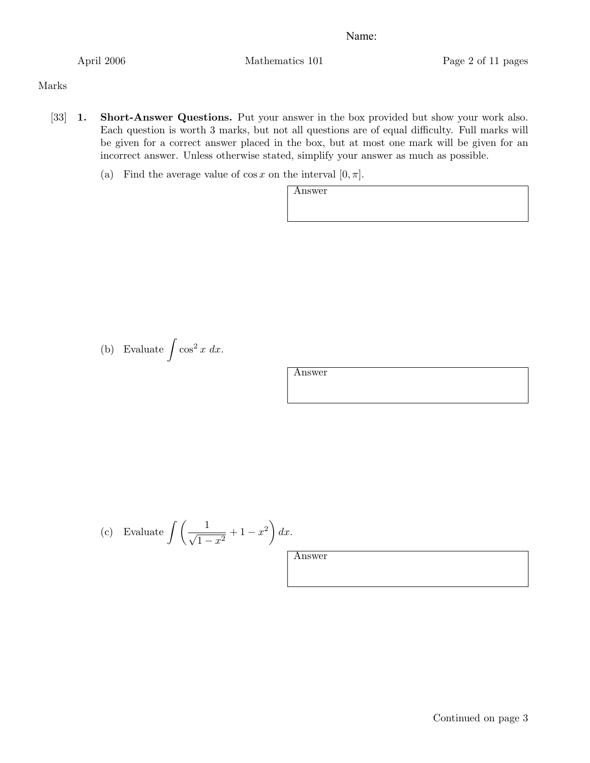Name:

Marks

[33] **1. Short-Answer Questions.** Put your answer in the box provided but show your work also. Each question is worth 3 marks, but not all questions are of equal difficulty. Full marks will be given for a correct answer placed in the box, but at most one mark will be given for an incorrect answer. Unless otherwise stated, simplify your answer as much as possible.

(a) Find the average value of $\cos x$ on the interval $[0, \pi]$.

Answer

(b) Evaluate $\int \cos^2 x \, dx$.

Answer

(c) Evaluate $\int \left( \frac{1}{\sqrt{1-x^2}} + 1 - x^2 \right) dx$.

Answer

Continued on page 3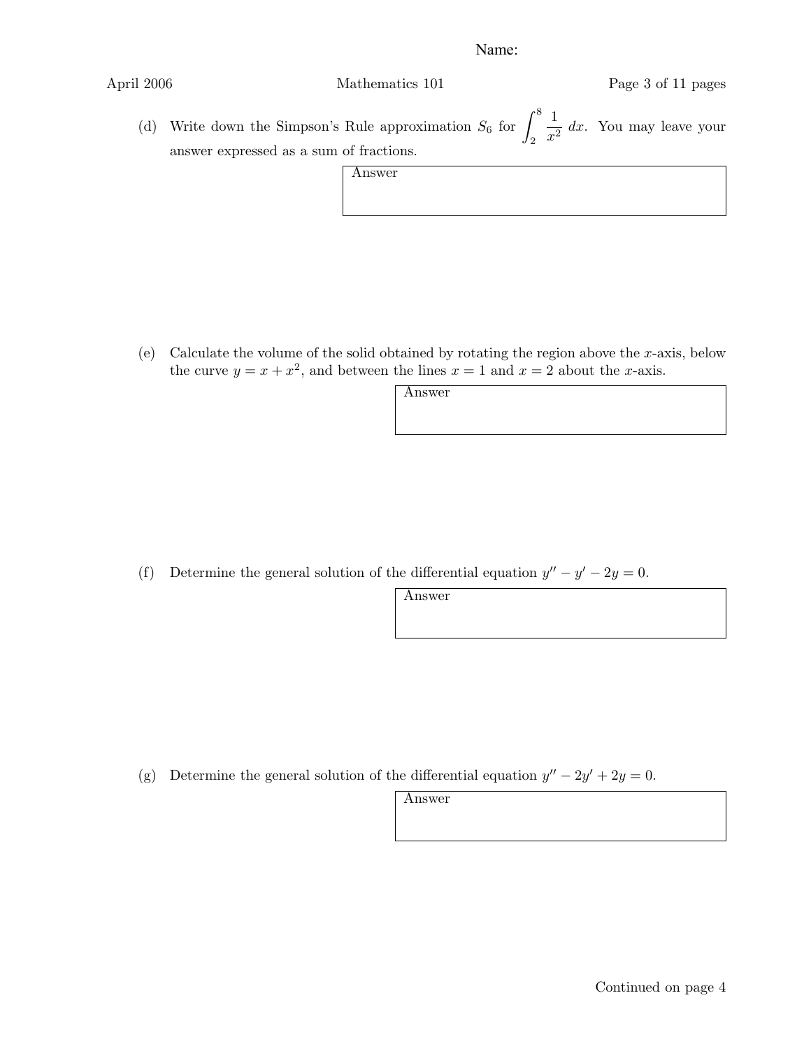Name:

(d) Write down the Simpson's Rule approximation $S_6$ for $\int_2^8 \frac{1}{x^2}\,dx$. You may leave your answer expressed as a sum of fractions.

Answer

(e) Calculate the volume of the solid obtained by rotating the region above the $x$-axis, below the curve $y = x + x^2$, and between the lines $x = 1$ and $x = 2$ about the $x$-axis.

Answer

(f) Determine the general solution of the differential equation $y'' - y' - 2y = 0$.

Answer

(g) Determine the general solution of the differential equation $y'' - 2y' + 2y = 0$.

Answer

Continued on page 4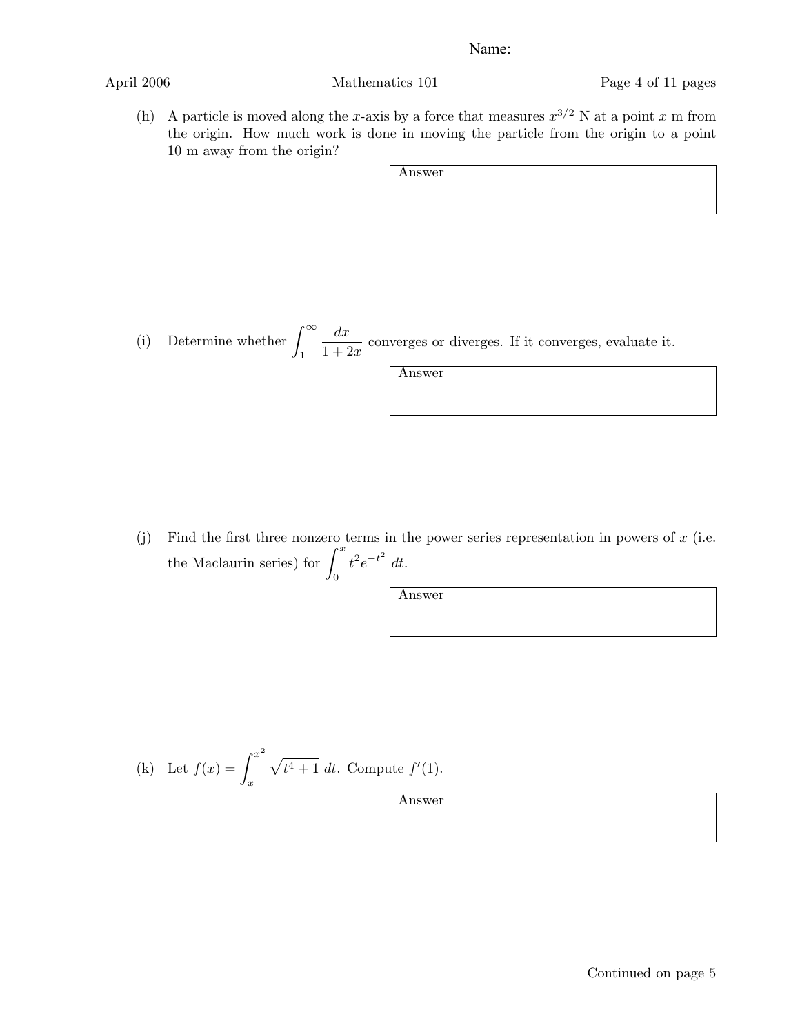Name:

(h) A particle is moved along the $x$-axis by a force that measures $x^{3/2}$ N at a point $x$ m from the origin. How much work is done in moving the particle from the origin to a point 10 m away from the origin?

Answer

(i) Determine whether $\displaystyle\int_1^\infty \frac{dx}{1+2x}$ converges or diverges. If it converges, evaluate it.

Answer

(j) Find the first three nonzero terms in the power series representation in powers of $x$ (i.e. the Maclaurin series) for $\displaystyle\int_0^x t^2 e^{-t^2}\, dt$.

Answer

(k) Let $f(x) = \displaystyle\int_x^{x^2} \sqrt{t^4+1}\, dt$. Compute $f'(1)$.

Answer

Continued on page 5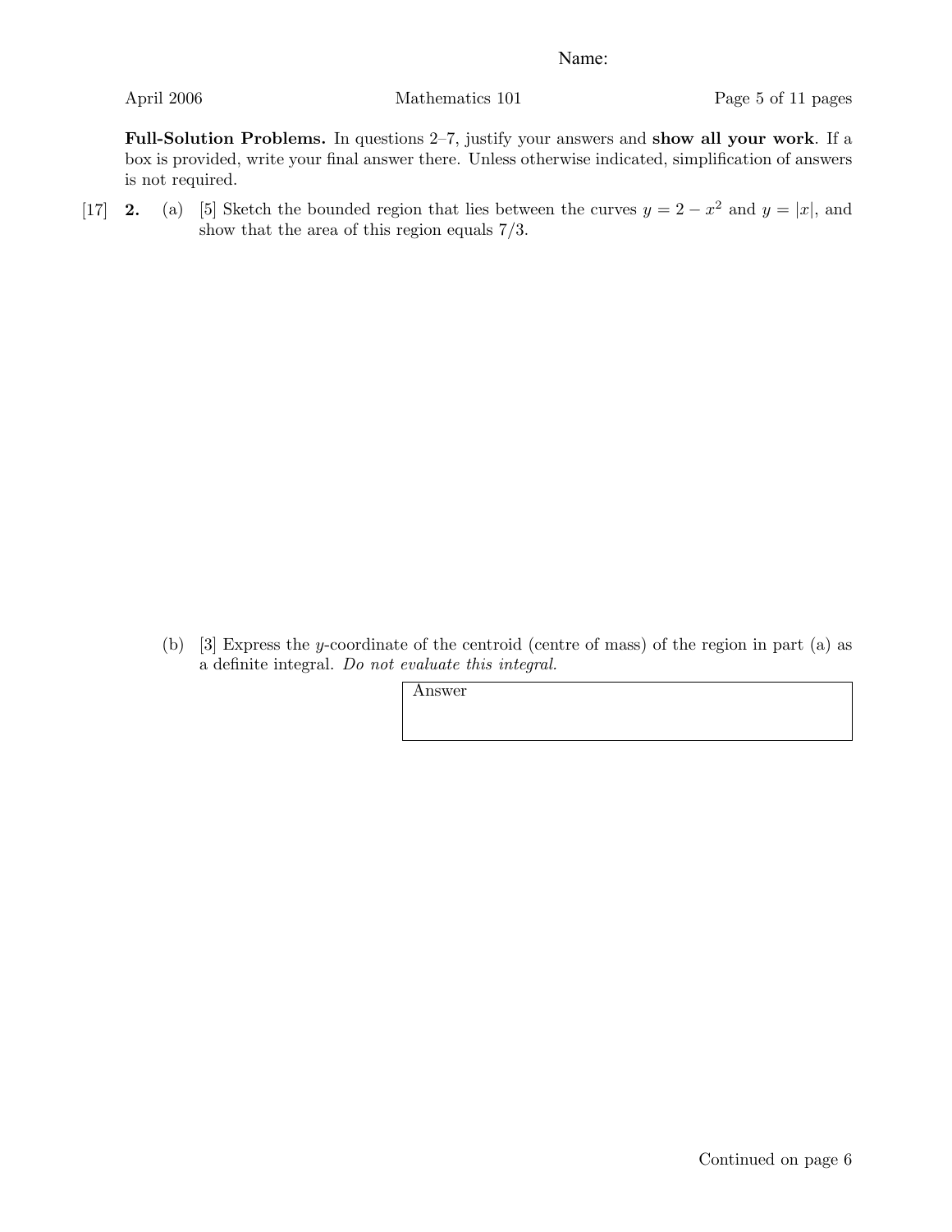Name:

**Full-Solution Problems.** In questions 2–7, justify your answers and **show all your work**. If a box is provided, write your final answer there. Unless otherwise indicated, simplification of answers is not required.

[17] **2.** (a) [5] Sketch the bounded region that lies between the curves $y = 2 - x^2$ and $y = |x|$, and show that the area of this region equals 7/3.

(b) [3] Express the $y$-coordinate of the centroid (centre of mass) of the region in part (a) as a definite integral. *Do not evaluate this integral.*

| Answer |
|---|
| |

Continued on page 6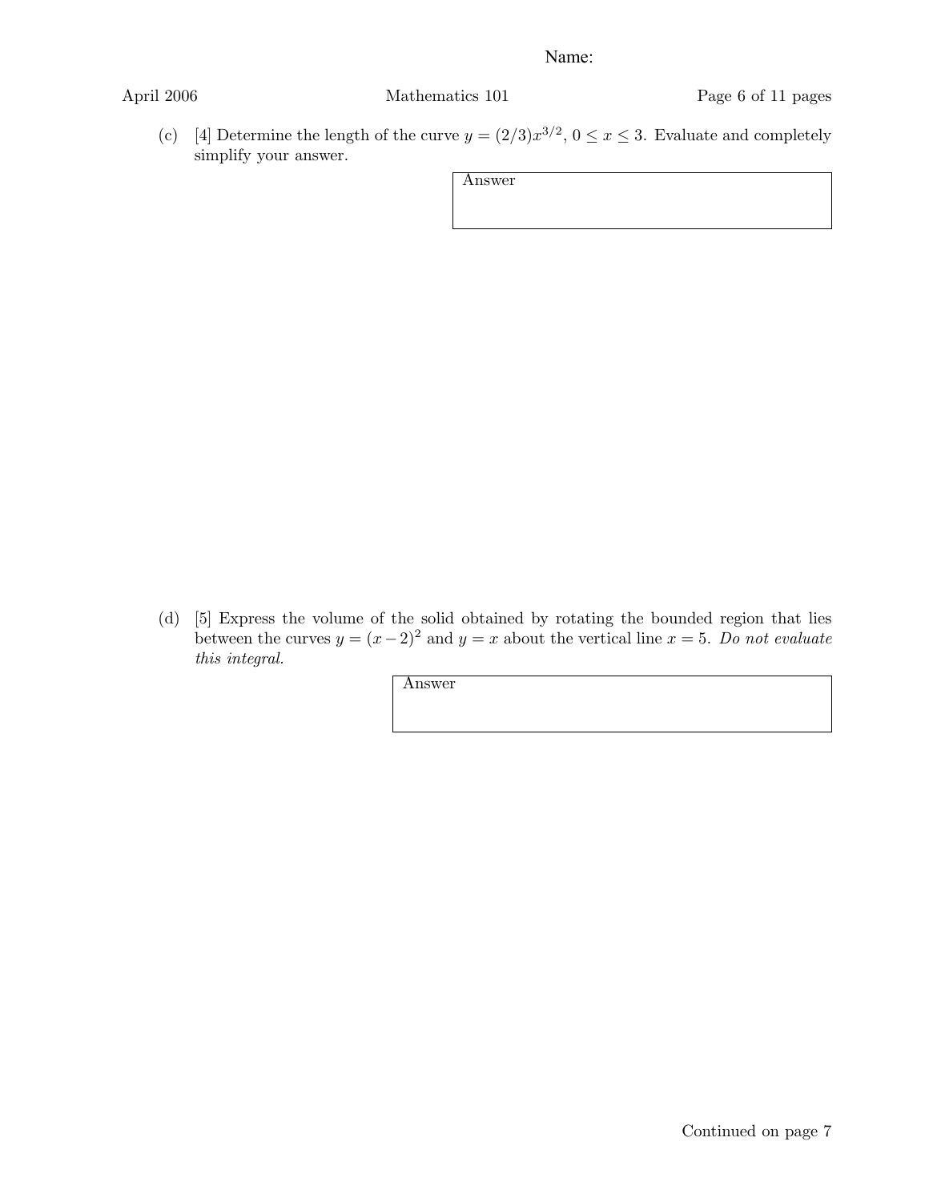Name:

(c) [4] Determine the length of the curve $y = (2/3)x^{3/2}$, $0 \le x \le 3$. Evaluate and completely simplify your answer.

Answer

(d) [5] Express the volume of the solid obtained by rotating the bounded region that lies between the curves $y = (x-2)^2$ and $y = x$ about the vertical line $x = 5$. *Do not evaluate this integral.*

Answer

Continued on page 7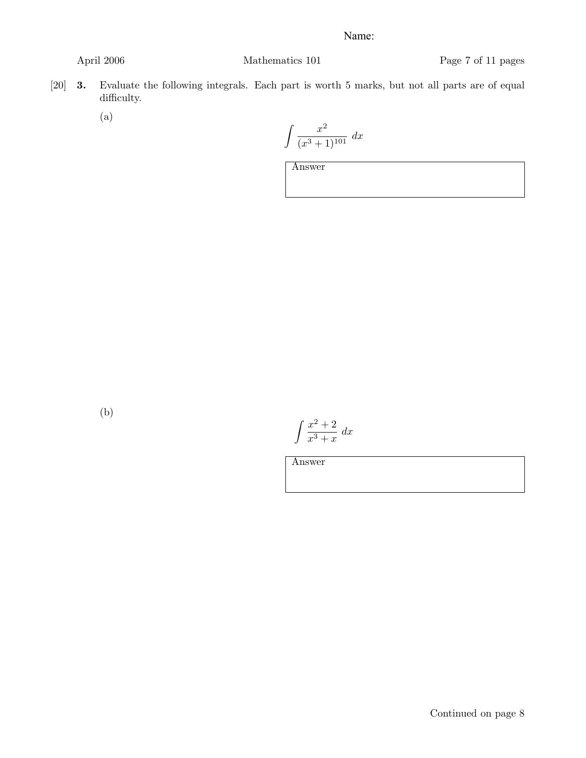Name:

[20] **3.** Evaluate the following integrals. Each part is worth 5 marks, but not all parts are of equal difficulty.

(a)

$$\int \frac{x^2}{(x^3+1)^{101}}\ dx$$

Answer

(b)

$$\int \frac{x^2+2}{x^3+x}\ dx$$

Answer

Continued on page 8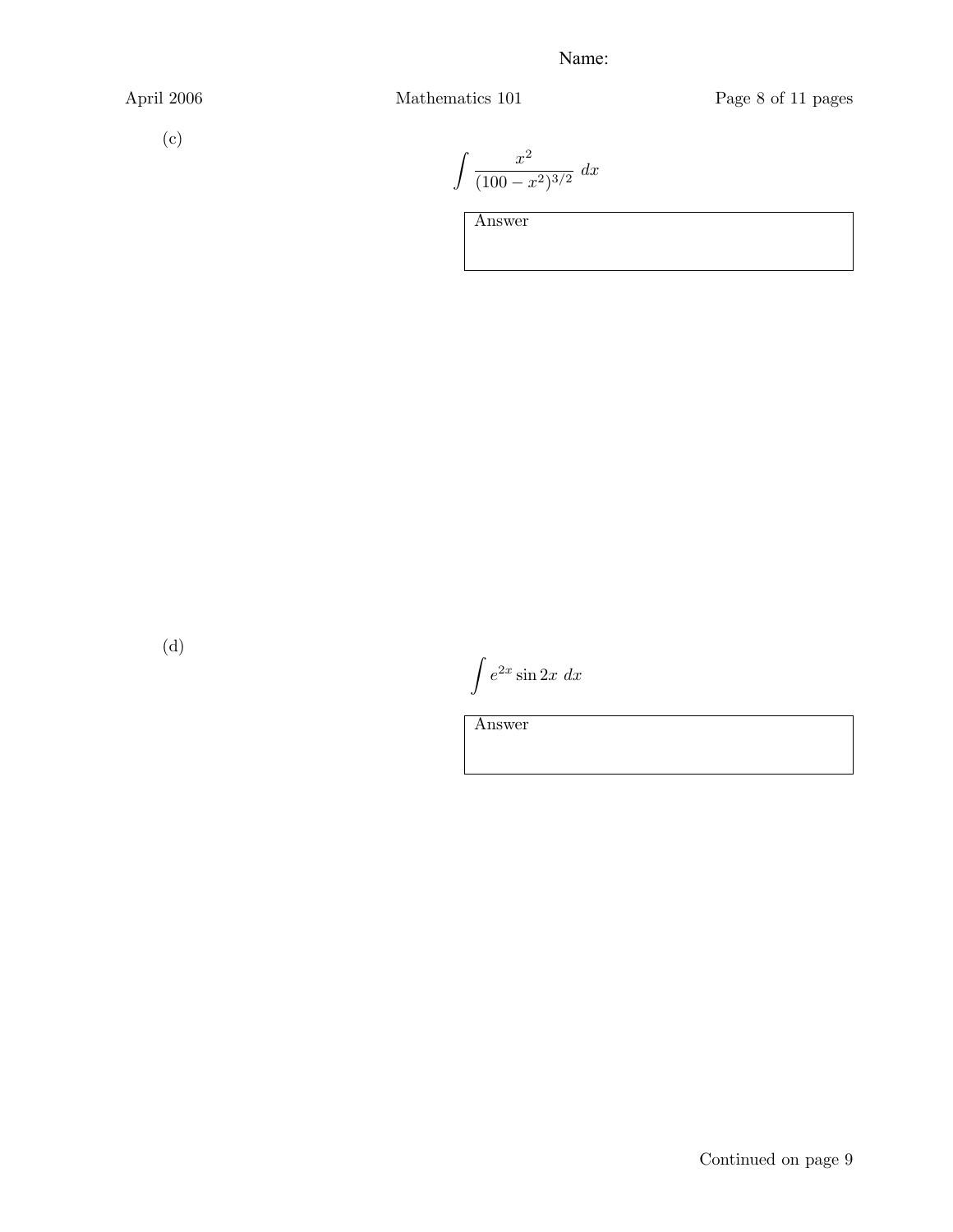(c)

$$\int \frac{x^2}{(100 - x^2)^{3/2}} \, dx$$

| Answer |
|---|
| |

(d)

$$\int e^{2x} \sin 2x \, dx$$

| Answer |
|---|
| |

Continued on page 9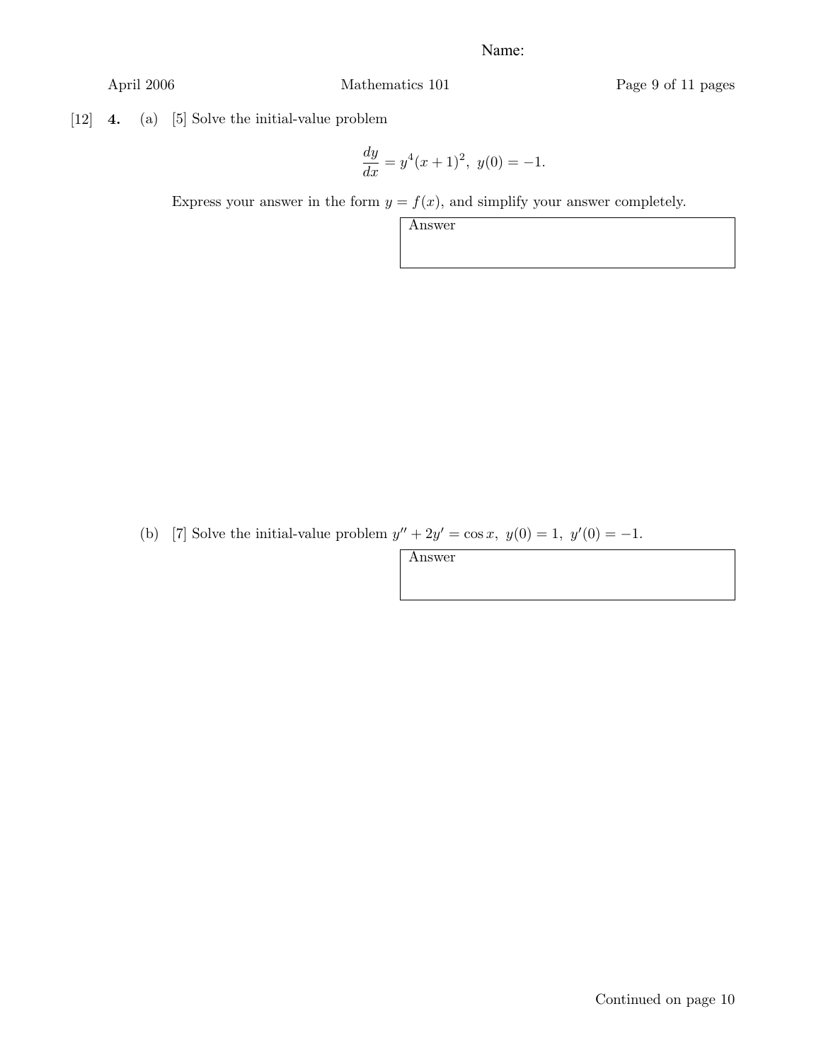Name:

[12] **4.** (a) [5] Solve the initial-value problem

$$\frac{dy}{dx} = y^4(x+1)^2, \; y(0) = -1.$$

Express your answer in the form $y = f(x)$, and simplify your answer completely.

| Answer |
|---|
| |

(b) [7] Solve the initial-value problem $y'' + 2y' = \cos x, \; y(0) = 1, \; y'(0) = -1.$

| Answer |
|---|
| |

Continued on page 10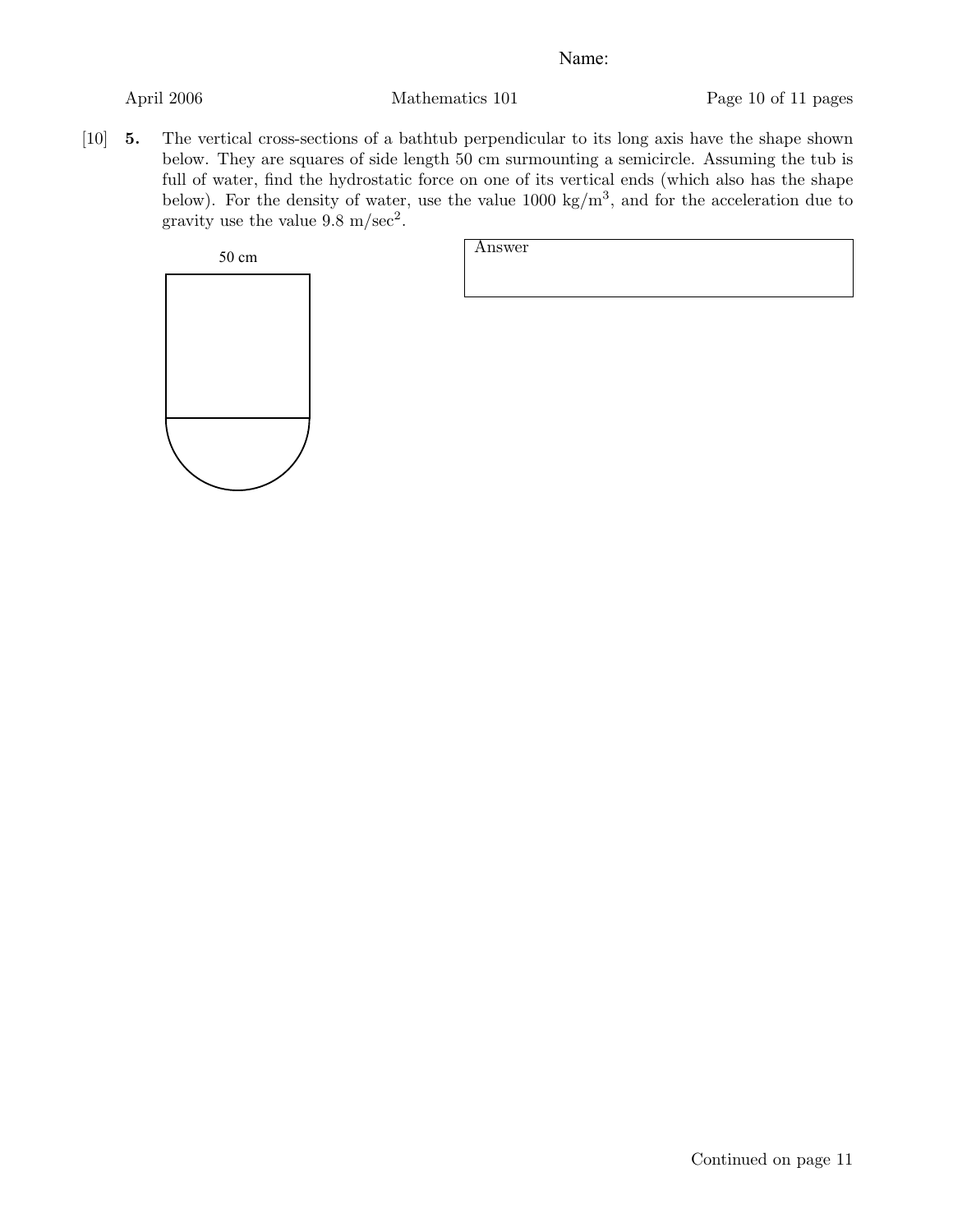Name:

[10] **5.** The vertical cross-sections of a bathtub perpendicular to its long axis have the shape shown below. They are squares of side length 50 cm surmounting a semicircle. Assuming the tub is full of water, find the hydrostatic force on one of its vertical ends (which also has the shape below). For the density of water, use the value 1000 kg/m$^3$, and for the acceleration due to gravity use the value 9.8 m/sec$^2$.

50 cm

Answer

Continued on page 11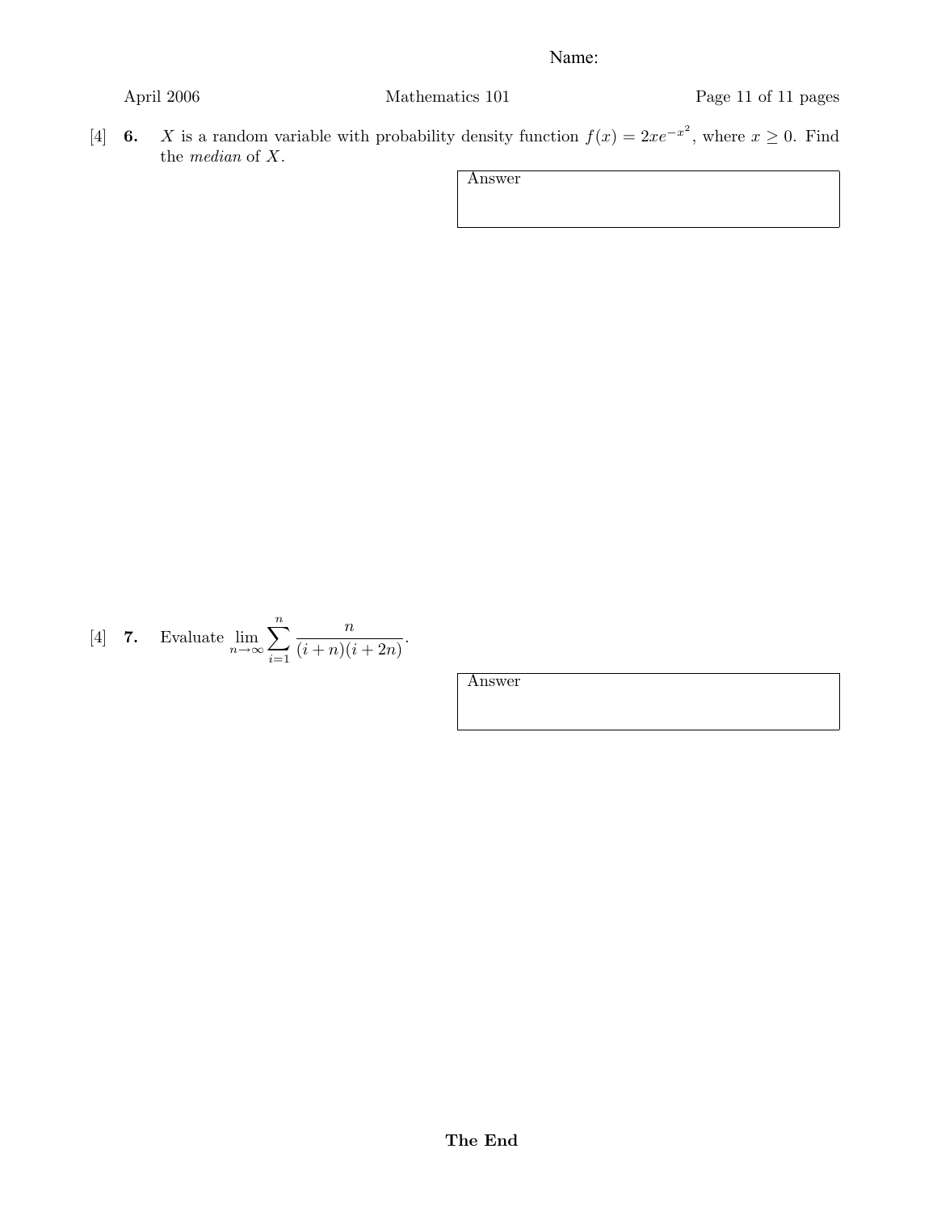Name:

[4] **6.** $X$ is a random variable with probability density function $f(x) = 2xe^{-x^2}$, where $x \geq 0$. Find the *median* of $X$.

| Answer |
|---|
| |

[4] **7.** Evaluate $\displaystyle\lim_{n\to\infty} \sum_{i=1}^{n} \frac{n}{(i+n)(i+2n)}$.

| Answer |
|---|
| |

**The End**